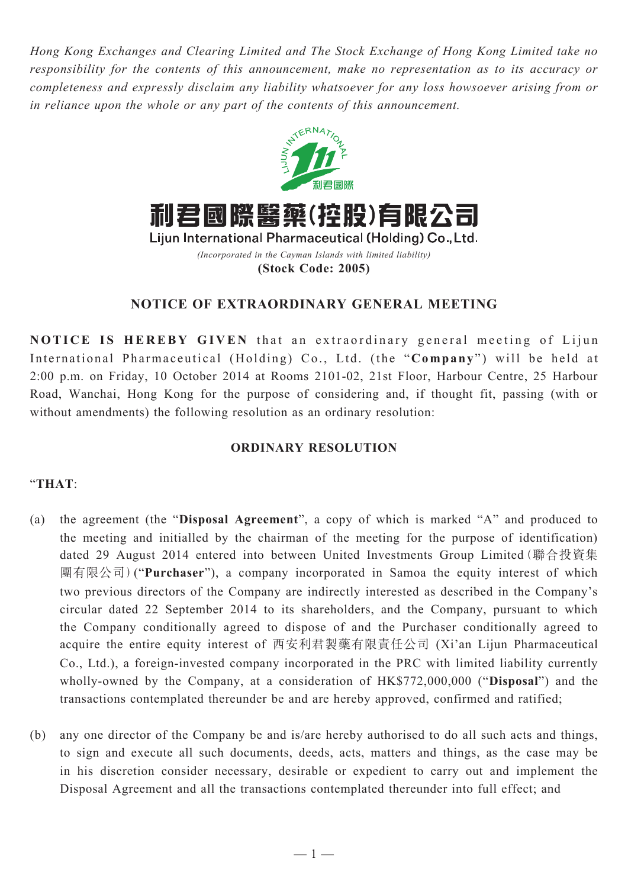*Hong Kong Exchanges and Clearing Limited and The Stock Exchange of Hong Kong Limited take no responsibility for the contents of this announcement, make no representation as to its accuracy or completeness and expressly disclaim any liability whatsoever for any loss howsoever arising from or in reliance upon the whole or any part of the contents of this announcement.*

# 利君國際醫藥(控股)有限公司

## Lijun International Pharmaceutical (Holding) Co., Ltd.

*(Incorporated in the Cayman Islands with limited liability)*

**(Stock Code: 2005)**

## NOTICE OF EXTRAORDINARY GENERAL MEETING

**NOTICE IS HEREBY GIVEN** that an extraordinary general meeting of Lijun International Pharmaceutical (Holding) Co., Ltd. (the "**Company**") will be held at 2:00 p.m. on Friday, 10 October 2014 at Rooms 2101-02, 21st Floor, Harbour Centre, 25 Harbour Road, Wanchai, Hong Kong for the purpose of considering and, if thought fit, passing (with or without amendments) the following resolution as an ordinary resolution:

### ORDINARY RESOLUTION

"**THAT**:

(a) the agreement (the "**Disposal Agreement**", a copy of which is marked "A" and produced to the meeting and initialled by the chairman of the meeting for the purpose of identification) dated 29 August 2014 entered into between United Investments Group Limited (聯合投資集團有限公司) ("**Purchaser**"), a company incorporated in Samoa the equity interest of which two previous directors of the Company are indirectly interested as described in the Company's circular dated 22 September 2014 to its shareholders, and the Company, pursuant to which the Company conditionally agreed to dispose of and the Purchaser conditionally agreed to acquire the entire equity interest of 西安利君製藥有限責任公司 (Xi'an Lijun Pharmaceutical Co., Ltd.), a foreign-invested company incorporated in the PRC with limited liability currently wholly-owned by the Company, at a consideration of HK$772,000,000 ("**Disposal**") and the transactions contemplated thereunder be and are hereby approved, confirmed and ratified;

(b) any one director of the Company be and is/are hereby authorised to do all such acts and things, to sign and execute all such documents, deeds, acts, matters and things, as the case may be in his discretion consider necessary, desirable or expedient to carry out and implement the Disposal Agreement and all the transactions contemplated thereunder into full effect; and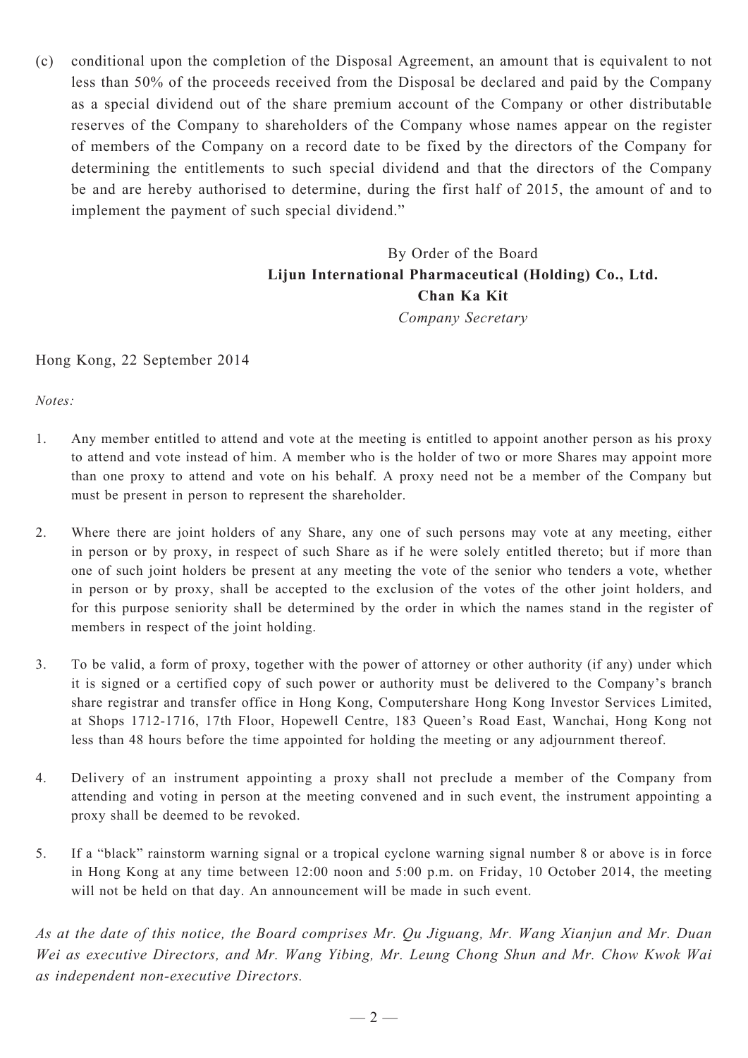(c) conditional upon the completion of the Disposal Agreement, an amount that is equivalent to not less than 50% of the proceeds received from the Disposal be declared and paid by the Company as a special dividend out of the share premium account of the Company or other distributable reserves of the Company to shareholders of the Company whose names appear on the register of members of the Company on a record date to be fixed by the directors of the Company for determining the entitlements to such special dividend and that the directors of the Company be and are hereby authorised to determine, during the first half of 2015, the amount of and to implement the payment of such special dividend."

By Order of the Board
**Lijun International Pharmaceutical (Holding) Co., Ltd.**
**Chan Ka Kit**
*Company Secretary*

Hong Kong, 22 September 2014

*Notes:*

1. Any member entitled to attend and vote at the meeting is entitled to appoint another person as his proxy to attend and vote instead of him. A member who is the holder of two or more Shares may appoint more than one proxy to attend and vote on his behalf. A proxy need not be a member of the Company but must be present in person to represent the shareholder.

2. Where there are joint holders of any Share, any one of such persons may vote at any meeting, either in person or by proxy, in respect of such Share as if he were solely entitled thereto; but if more than one of such joint holders be present at any meeting the vote of the senior who tenders a vote, whether in person or by proxy, shall be accepted to the exclusion of the votes of the other joint holders, and for this purpose seniority shall be determined by the order in which the names stand in the register of members in respect of the joint holding.

3. To be valid, a form of proxy, together with the power of attorney or other authority (if any) under which it is signed or a certified copy of such power or authority must be delivered to the Company's branch share registrar and transfer office in Hong Kong, Computershare Hong Kong Investor Services Limited, at Shops 1712-1716, 17th Floor, Hopewell Centre, 183 Queen's Road East, Wanchai, Hong Kong not less than 48 hours before the time appointed for holding the meeting or any adjournment thereof.

4. Delivery of an instrument appointing a proxy shall not preclude a member of the Company from attending and voting in person at the meeting convened and in such event, the instrument appointing a proxy shall be deemed to be revoked.

5. If a "black" rainstorm warning signal or a tropical cyclone warning signal number 8 or above is in force in Hong Kong at any time between 12:00 noon and 5:00 p.m. on Friday, 10 October 2014, the meeting will not be held on that day. An announcement will be made in such event.

*As at the date of this notice, the Board comprises Mr. Qu Jiguang, Mr. Wang Xianjun and Mr. Duan Wei as executive Directors, and Mr. Wang Yibing, Mr. Leung Chong Shun and Mr. Chow Kwok Wai as independent non-executive Directors.*